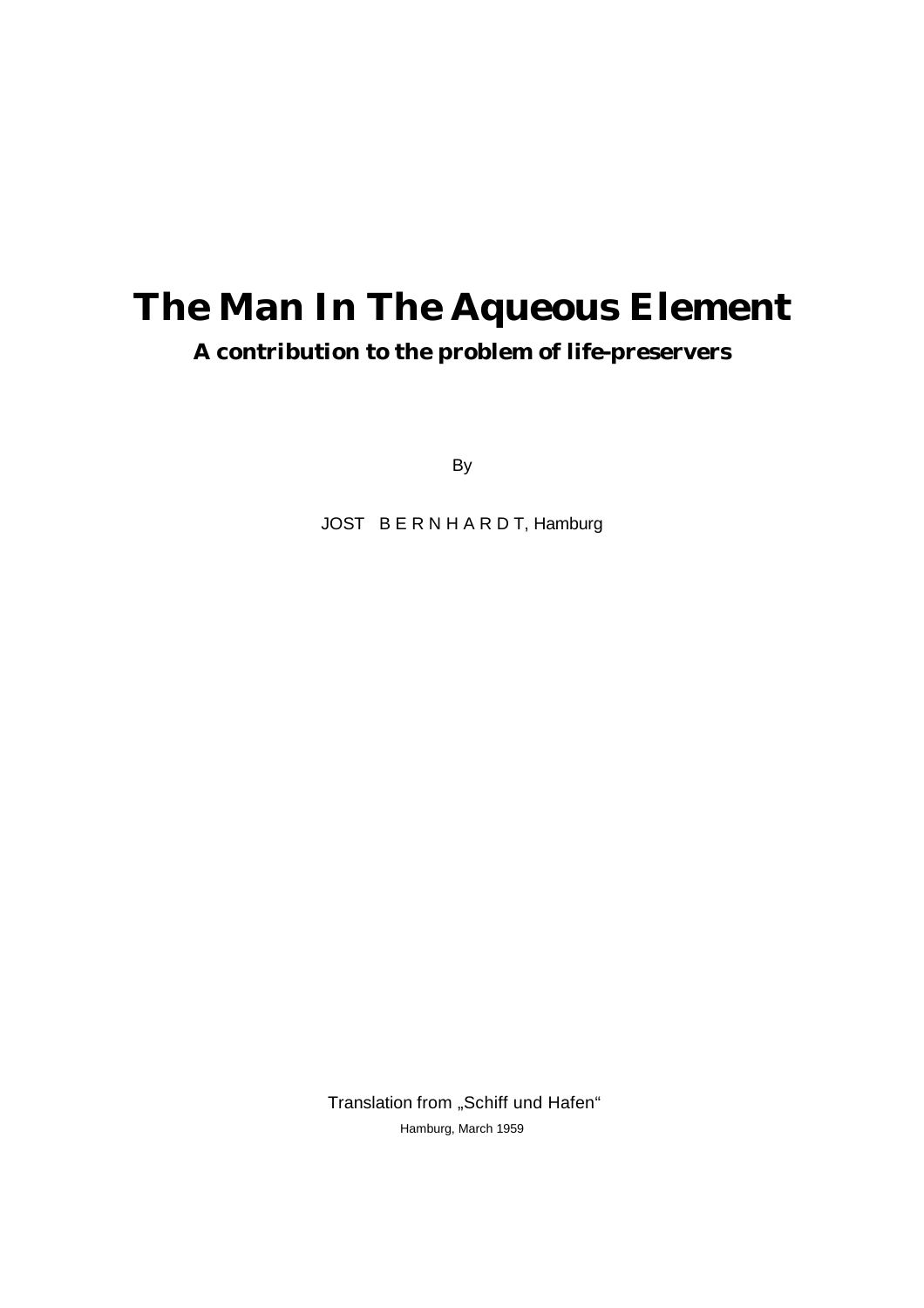# The Man In The Aqueous Element

## A contribution to the problem of life-preservers

By

JOST B E R N H A R D T, Hamburg

Translation from „Schiff und Hafen"

Hamburg, March 1959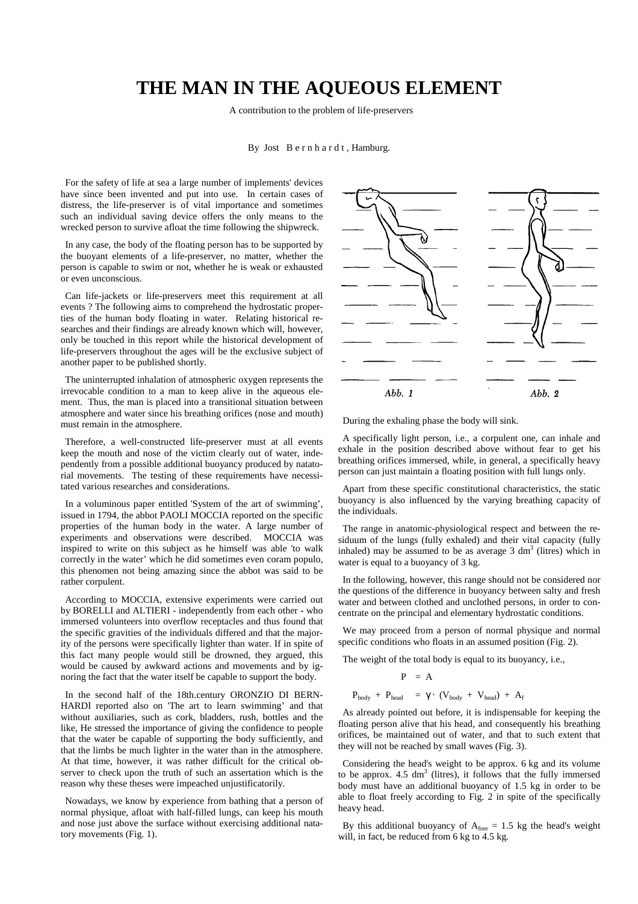# THE MAN IN THE AQUEOUS ELEMENT

A contribution to the problem of life-preservers

By Jost Bernhardt, Hamburg.

For the safety of life at sea a large number of implements' devices have since been invented and put into use. In certain cases of distress, the life-preserver is of vital importance and sometimes such an individual saving device offers the only means to the wrecked person to survive afloat the time following the shipwreck.

In any case, the body of the floating person has to be supported by the buoyant elements of a life-preserver, no matter, whether the person is capable to swim or not, whether he is weak or exhausted or even unconscious.

Can life-jackets or life-preservers meet this requirement at all events ? The following aims to comprehend the hydrostatic properties of the human body floating in water. Relating historical researches and their findings are already known which will, however, only be touched in this report while the historical development of life-preservers throughout the ages will be the exclusive subject of another paper to be published shortly.

The uninterrupted inhalation of atmospheric oxygen represents the irrevocable condition to a man to keep alive in the aqueous element. Thus, the man is placed into a transitional situation between atmosphere and water since his breathing orifices (nose and mouth) must remain in the atmosphere.

Therefore, a well-constructed life-preserver must at all events keep the mouth and nose of the victim clearly out of water, independently from a possible additional buoyancy produced by natatorial movements. The testing of these requirements have necessitated various researches and considerations.

In a voluminous paper entitled 'System of the art of swimming', issued in 1794, the abbot PAOLI MOCCIA reported on the specific properties of the human body in the water. A large number of experiments and observations were described. MOCCIA was inspired to write on this subject as he himself was able 'to walk correctly in the water' which he did sometimes even coram populo, this phenomen not being amazing since the abbot was said to be rather corpulent.

According to MOCCIA, extensive experiments were carried out by BORELLI and ALTIERI - independently from each other - who immersed volunteers into overflow receptacles and thus found that the specific gravities of the individuals differed and that the majority of the persons were specifically lighter than water. If in spite of this fact many people would still be drowned, they argued, this would be caused by awkward actions and movements and by ignoring the fact that the water itself be capable to support the body.

In the second half of the 18th.century ORONZIO DI BERNHARDI reported also on 'The art to learn swimming' and that without auxiliaries, such as cork, bladders, rush, bottles and the like, He stressed the importance of giving the confidence to people that the water be capable of supporting the body sufficiently, and that the limbs be much lighter in the water than in the atmosphere. At that time, however, it was rather difficult for the critical observer to check upon the truth of such an assertation which is the reason why these theses were impeached unjustificatorily.

Nowadays, we know by experience from bathing that a person of normal physique, afloat with half-filled lungs, can keep his mouth and nose just above the surface without exercising additional natatory movements (Fig. 1).

*Abb. 1* *Abb. 2*

During the exhaling phase the body will sink.

A specifically light person, i.e., a corpulent one, can inhale and exhale in the position described above without fear to get his breathing orifices immersed, while, in general, a specifically heavy person can just maintain a floating position with full lungs only.

Apart from these specific constitutional characteristics, the static buoyancy is also influenced by the varying breathing capacity of the individuals.

The range in anatomic-physiological respect and between the residuum of the lungs (fully exhaled) and their vital capacity (fully inhaled) may be assumed to be as average 3 $dm^3$ (litres) which in water is equal to a buoyancy of 3 kg.

In the following, however, this range should not be considered nor the questions of the difference in buoyancy between salty and fresh water and between clothed and unclothed persons, in order to concentrate on the principal and elementary hydrostatic conditions.

We may proceed from a person of normal physique and normal specific conditions who floats in an assumed position (Fig. 2).

The weight of the total body is equal to its buoyancy, i.e.,

$$P = A$$

$$P_{body} + P_{head} = \gamma \cdot (V_{body} + V_{head}) + A_f$$

As already pointed out before, it is indispensable for keeping the floating person alive that his head, and consequently his breathing orifices, be maintained out of water, and that to such extent that they will not be reached by small waves (Fig. 3).

Considering the head's weight to be approx. 6 kg and its volume to be approx. 4.5 $dm^3$ (litres), it follows that the fully immersed body must have an additional buoyancy of 1.5 kg in order to be able to float freely according to Fig. 2 in spite of the specifically heavy head.

By this additional buoyancy of $A_{free}$ = 1.5 kg the head's weight will, in fact, be reduced from 6 kg to 4.5 kg.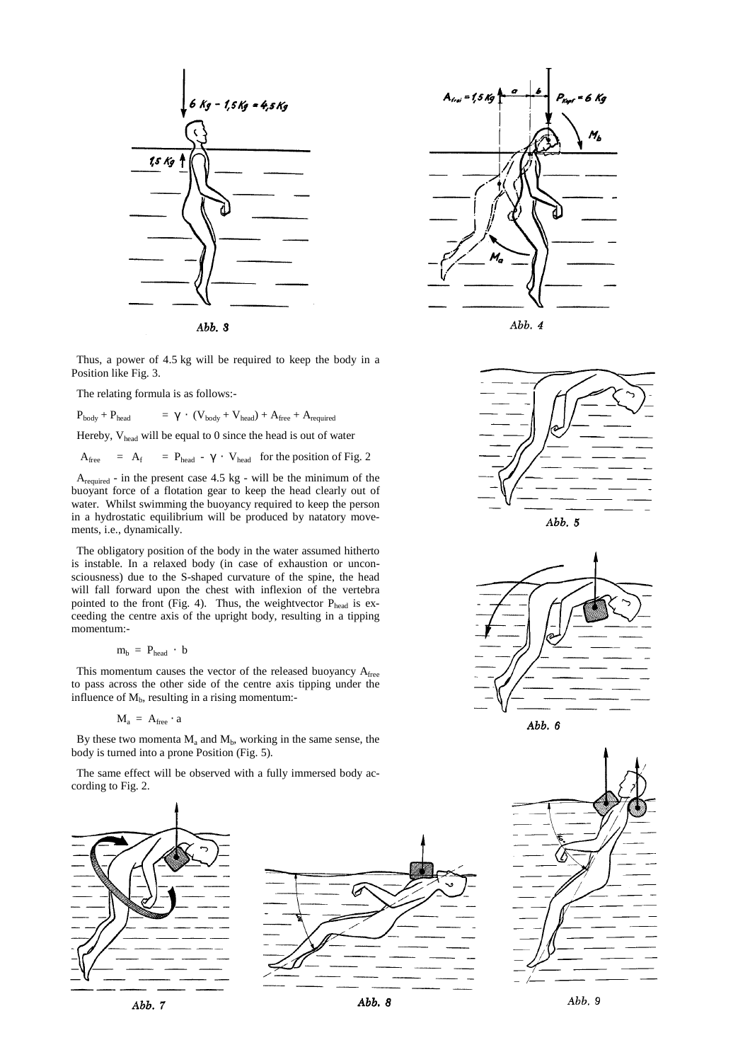Abb. 3

Abb. 4

Thus, a power of 4.5 kg will be required to keep the body in a Position like Fig. 3.

The relating formula is as follows:-

$$P_{body} + P_{head} = \gamma \cdot (V_{body} + V_{head}) + A_{free} + A_{required}$$

Hereby, $V_{head}$ will be equal to 0 since the head is out of water

$$A_{free} = A_f = P_{head} - \gamma \cdot V_{head} \quad \text{for the position of Fig. 2}$$

$A_{required}$ - in the present case 4.5 kg - will be the minimum of the buoyant force of a flotation gear to keep the head clearly out of water. Whilst swimming the buoyancy required to keep the person in a hydrostatic equilibrium will be produced by natatory movements, i.e., dynamically.

The obligatory position of the body in the water assumed hitherto is instable. In a relaxed body (in case of exhaustion or unconsciousness) due to the S-shaped curvature of the spine, the head will fall forward upon the chest with inflexion of the vertebra pointed to the front (Fig. 4). Thus, the weightvector $P_{head}$ is exceeding the centre axis of the upright body, resulting in a tipping momentum:-

$$m_b = P_{head} \cdot b$$

This momentum causes the vector of the released buoyancy $A_{free}$ to pass across the other side of the centre axis tipping under the influence of $M_b$, resulting in a rising momentum:-

$$M_a = A_{free} \cdot a$$

By these two momenta $M_a$ and $M_b$, working in the same sense, the body is turned into a prone Position (Fig. 5).

The same effect will be observed with a fully immersed body according to Fig. 2.

Abb. 5

Abb. 6

Abb. 7

Abb. 8

Abb. 9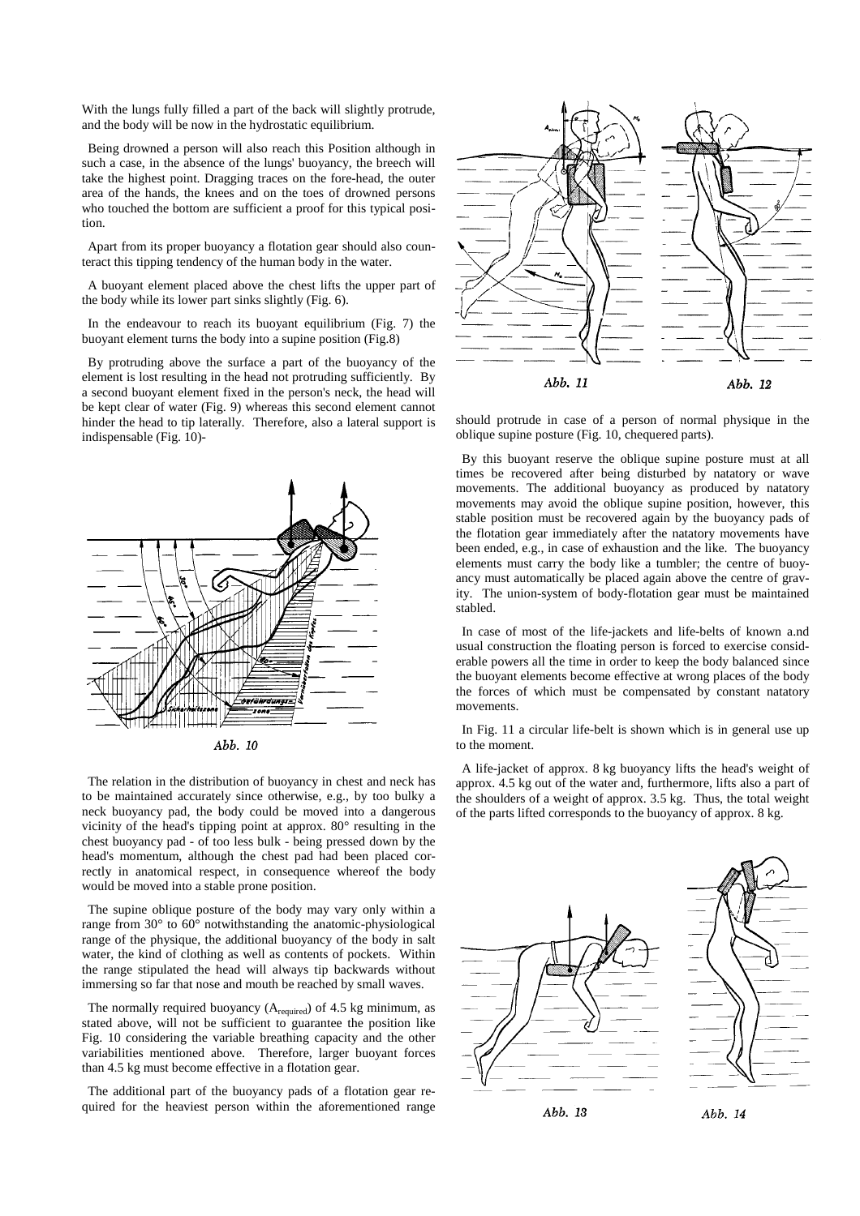With the lungs fully filled a part of the back will slightly protrude, and the body will be now in the hydrostatic equilibrium.

Being drowned a person will also reach this Position although in such a case, in the absence of the lungs' buoyancy, the breech will take the highest point. Dragging traces on the fore-head, the outer area of the hands, the knees and on the toes of drowned persons who touched the bottom are sufficient a proof for this typical position.

Apart from its proper buoyancy a flotation gear should also counteract this tipping tendency of the human body in the water.

A buoyant element placed above the chest lifts the upper part of the body while its lower part sinks slightly (Fig. 6).

In the endeavour to reach its buoyant equilibrium (Fig. 7) the buoyant element turns the body into a supine position (Fig.8)

By protruding above the surface a part of the buoyancy of the element is lost resulting in the head not protruding sufficiently. By a second buoyant element fixed in the person's neck, the head will be kept clear of water (Fig. 9) whereas this second element cannot hinder the head to tip laterally. Therefore, also a lateral support is indispensable (Fig. 10)-

Abb. 10

The relation in the distribution of buoyancy in chest and neck has to be maintained accurately since otherwise, e.g., by too bulky a neck buoyancy pad, the body could be moved into a dangerous vicinity of the head's tipping point at approx. 80° resulting in the chest buoyancy pad - of too less bulk - being pressed down by the head's momentum, although the chest pad had been placed correctly in anatomical respect, in consequence whereof the body would be moved into a stable prone position.

The supine oblique posture of the body may vary only within a range from 30° to 60° notwithstanding the anatomic-physiological range of the physique, the additional buoyancy of the body in salt water, the kind of clothing as well as contents of pockets. Within the range stipulated the head will always tip backwards without immersing so far that nose and mouth be reached by small waves.

The normally required buoyancy ($A_{required}$) of 4.5 kg minimum, as stated above, will not be sufficient to guarantee the position like Fig. 10 considering the variable breathing capacity and the other variabilities mentioned above. Therefore, larger buoyant forces than 4.5 kg must become effective in a flotation gear.

The additional part of the buoyancy pads of a flotation gear required for the heaviest person within the aforementioned range should protrude in case of a person of normal physique in the oblique supine posture (Fig. 10, chequered parts).

By this buoyant reserve the oblique supine posture must at all times be recovered after being disturbed by natatory or wave movements. The additional buoyancy as produced by natatory movements may avoid the oblique supine position, however, this stable position must be recovered again by the buoyancy pads of the flotation gear immediately after the natatory movements have been ended, e.g., in case of exhaustion and the like. The buoyancy elements must carry the body like a tumbler; the centre of buoyancy must automatically be placed again above the centre of gravity. The union-system of body-flotation gear must be maintained stabled.

In case of most of the life-jackets and life-belts of known a.nd usual construction the floating person is forced to exercise considerable powers all the time in order to keep the body balanced since the buoyant elements become effective at wrong places of the body the forces of which must be compensated by constant natatory movements.

In Fig. 11 a circular life-belt is shown which is in general use up to the moment.

A life-jacket of approx. 8 kg buoyancy lifts the head's weight of approx. 4.5 kg out of the water and, furthermore, lifts also a part of the shoulders of a weight of approx. 3.5 kg. Thus, the total weight of the parts lifted corresponds to the buoyancy of approx. 8 kg.

Abb. 11

Abb. 12

Abb. 13

Abb. 14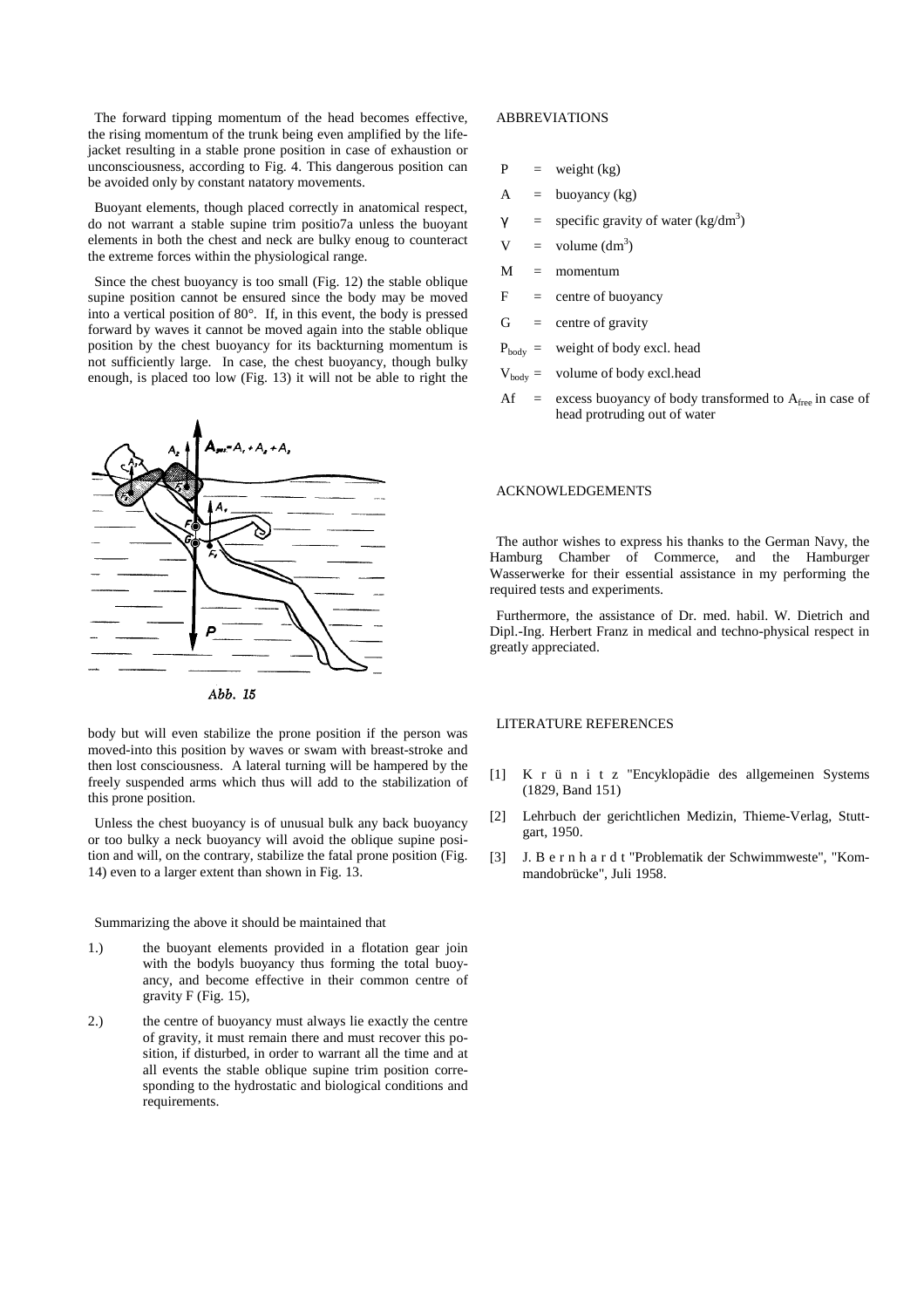The forward tipping momentum of the head becomes effective, the rising momentum of the trunk being even amplified by the life-jacket resulting in a stable prone position in case of exhaustion or unconsciousness, according to Fig. 4. This dangerous position can be avoided only by constant natatory movements.

Buoyant elements, though placed correctly in anatomical respect, do not warrant a stable supine trim positio7a unless the buoyant elements in both the chest and neck are bulky enoug to counteract the extreme forces within the physiological range.

Since the chest buoyancy is too small (Fig. 12) the stable oblique supine position cannot be ensured since the body may be moved into a vertical position of 80°. If, in this event, the body is pressed forward by waves it cannot be moved again into the stable oblique position by the chest buoyancy for its backturning momentum is not sufficiently large. In case, the chest buoyancy, though bulky enough, is placed too low (Fig. 13) it will not be able to right the body but will even stabilize the prone position if the person was moved-into this position by waves or swam with breast-stroke and then lost consciousness. A lateral turning will be hampered by the freely suspended arms which thus will add to the stabilization of this prone position.

$A_2$

$A_{ges.} = A_1 + A_2 + A_3$

$A_3$

$F_3$

$F_2$

$A_1$

$F$

$G$

$F_1$

$P$

*Abb. 15*

Unless the chest buoyancy is of unusual bulk any back buoyancy or too bulky a neck buoyancy will avoid the oblique supine position and will, on the contrary, stabilize the fatal prone position (Fig. 14) even to a larger extent than shown in Fig. 13.

Summarizing the above it should be maintained that

1.) the buoyant elements provided in a flotation gear join with the bodyls buoyancy thus forming the total buoyancy, and become effective in their common centre of gravity F (Fig. 15),

2.) the centre of buoyancy must always lie exactly the centre of gravity, it must remain there and must recover this position, if disturbed, in order to warrant all the time and at all events the stable oblique supine trim position corresponding to the hydrostatic and biological conditions and requirements.

## ABBREVIATIONS

- $P$ = weight (kg)
- $A$ = buoyancy (kg)
- $\gamma$ = specific gravity of water (kg/dm$^3$)
- $V$ = volume (dm$^3$)
- $M$ = momentum
- $F$ = centre of buoyancy
- $G$ = centre of gravity
- $P_{body}$ = weight of body excl. head
- $V_{body}$ = volume of body excl.head
- $Af$ = excess buoyancy of body transformed to $A_{free}$ in case of head protruding out of water

## ACKNOWLEDGEMENTS

The author wishes to express his thanks to the German Navy, the Hamburg Chamber of Commerce, and the Hamburger Wasserwerke for their essential assistance in my performing the required tests and experiments.

Furthermore, the assistance of Dr. med. habil. W. Dietrich and Dipl.-Ing. Herbert Franz in medical and techno-physical respect in greatly appreciated.

## LITERATURE REFERENCES

[1] K r ü n i t z "Encyklopädie des allgemeinen Systems (1829, Band 151)

[2] Lehrbuch der gerichtlichen Medizin, Thieme-Verlag, Stuttgart, 1950.

[3] J. B e r n h a r d t "Problematik der Schwimmweste", "Kommandobrücke", Juli 1958.